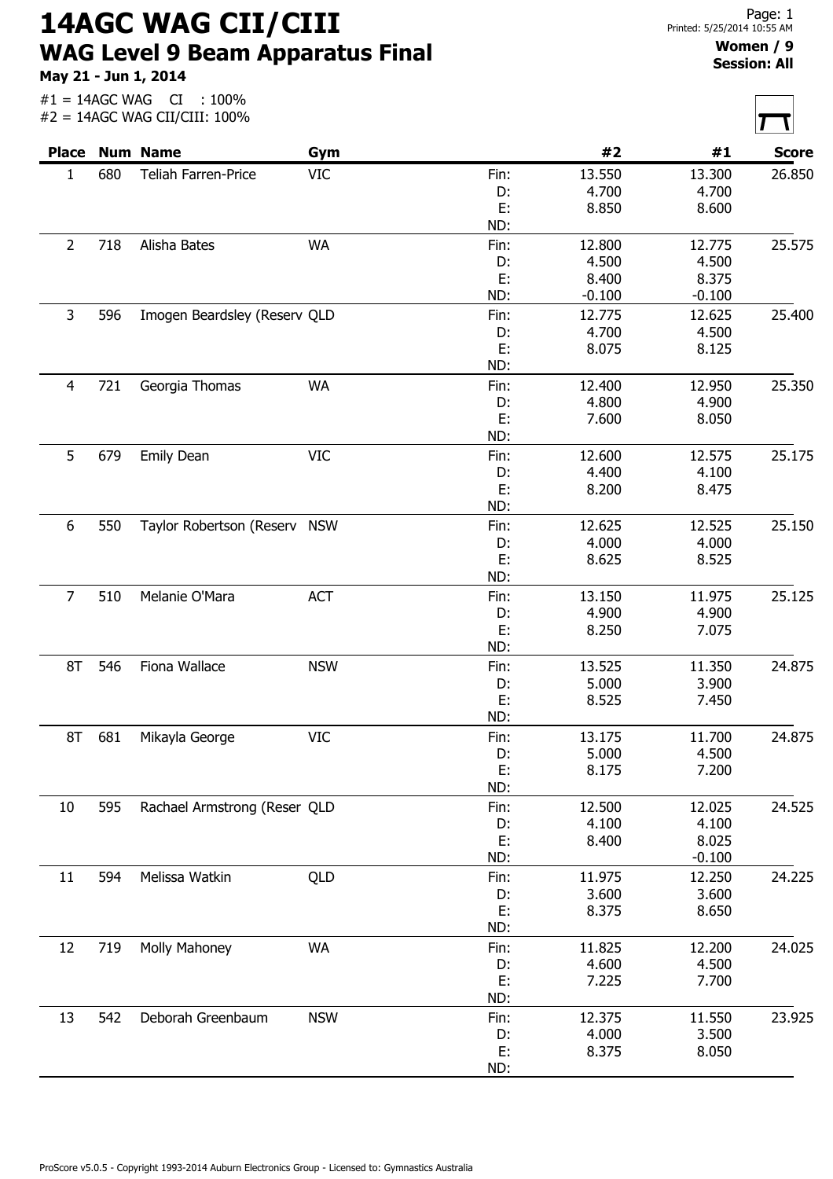# 14AGC WAG CII/CIII

## WAG Level 9 Beam Apparatus Final

**May 21 - Jun 1, 2014**

**Women / 9**
**Session: All**

#1 = 14AGC WAG CI : 100%
#2 = 14AGC WAG CII/CIII: 100%

| Place | Num | Name | Gym | | #2 | #1 | Score |
|---|---|---|---|---|---|---|---|
| 1 | 680 | Teliah Farren-Price | VIC | Fin: | 13.550 | 13.300 | 26.850 |
| | | | | D: | 4.700 | 4.700 | |
| | | | | E: | 8.850 | 8.600 | |
| | | | | ND: | | | |
| 2 | 718 | Alisha Bates | WA | Fin: | 12.800 | 12.775 | 25.575 |
| | | | | D: | 4.500 | 4.500 | |
| | | | | E: | 8.400 | 8.375 | |
| | | | | ND: | -0.100 | -0.100 | |
| 3 | 596 | Imogen Beardsley (Reserv | QLD | Fin: | 12.775 | 12.625 | 25.400 |
| | | | | D: | 4.700 | 4.500 | |
| | | | | E: | 8.075 | 8.125 | |
| | | | | ND: | | | |
| 4 | 721 | Georgia Thomas | WA | Fin: | 12.400 | 12.950 | 25.350 |
| | | | | D: | 4.800 | 4.900 | |
| | | | | E: | 7.600 | 8.050 | |
| | | | | ND: | | | |
| 5 | 679 | Emily Dean | VIC | Fin: | 12.600 | 12.575 | 25.175 |
| | | | | D: | 4.400 | 4.100 | |
| | | | | E: | 8.200 | 8.475 | |
| | | | | ND: | | | |
| 6 | 550 | Taylor Robertson (Reserv | NSW | Fin: | 12.625 | 12.525 | 25.150 |
| | | | | D: | 4.000 | 4.000 | |
| | | | | E: | 8.625 | 8.525 | |
| | | | | ND: | | | |
| 7 | 510 | Melanie O'Mara | ACT | Fin: | 13.150 | 11.975 | 25.125 |
| | | | | D: | 4.900 | 4.900 | |
| | | | | E: | 8.250 | 7.075 | |
| | | | | ND: | | | |
| 8T | 546 | Fiona Wallace | NSW | Fin: | 13.525 | 11.350 | 24.875 |
| | | | | D: | 5.000 | 3.900 | |
| | | | | E: | 8.525 | 7.450 | |
| | | | | ND: | | | |
| 8T | 681 | Mikayla George | VIC | Fin: | 13.175 | 11.700 | 24.875 |
| | | | | D: | 5.000 | 4.500 | |
| | | | | E: | 8.175 | 7.200 | |
| | | | | ND: | | | |
| 10 | 595 | Rachael Armstrong (Reser | QLD | Fin: | 12.500 | 12.025 | 24.525 |
| | | | | D: | 4.100 | 4.100 | |
| | | | | E: | 8.400 | 8.025 | |
| | | | | ND: | | -0.100 | |
| 11 | 594 | Melissa Watkin | QLD | Fin: | 11.975 | 12.250 | 24.225 |
| | | | | D: | 3.600 | 3.600 | |
| | | | | E: | 8.375 | 8.650 | |
| | | | | ND: | | | |
| 12 | 719 | Molly Mahoney | WA | Fin: | 11.825 | 12.200 | 24.025 |
| | | | | D: | 4.600 | 4.500 | |
| | | | | E: | 7.225 | 7.700 | |
| | | | | ND: | | | |
| 13 | 542 | Deborah Greenbaum | NSW | Fin: | 12.375 | 11.550 | 23.925 |
| | | | | D: | 4.000 | 3.500 | |
| | | | | E: | 8.375 | 8.050 | |
| | | | | ND: | | | |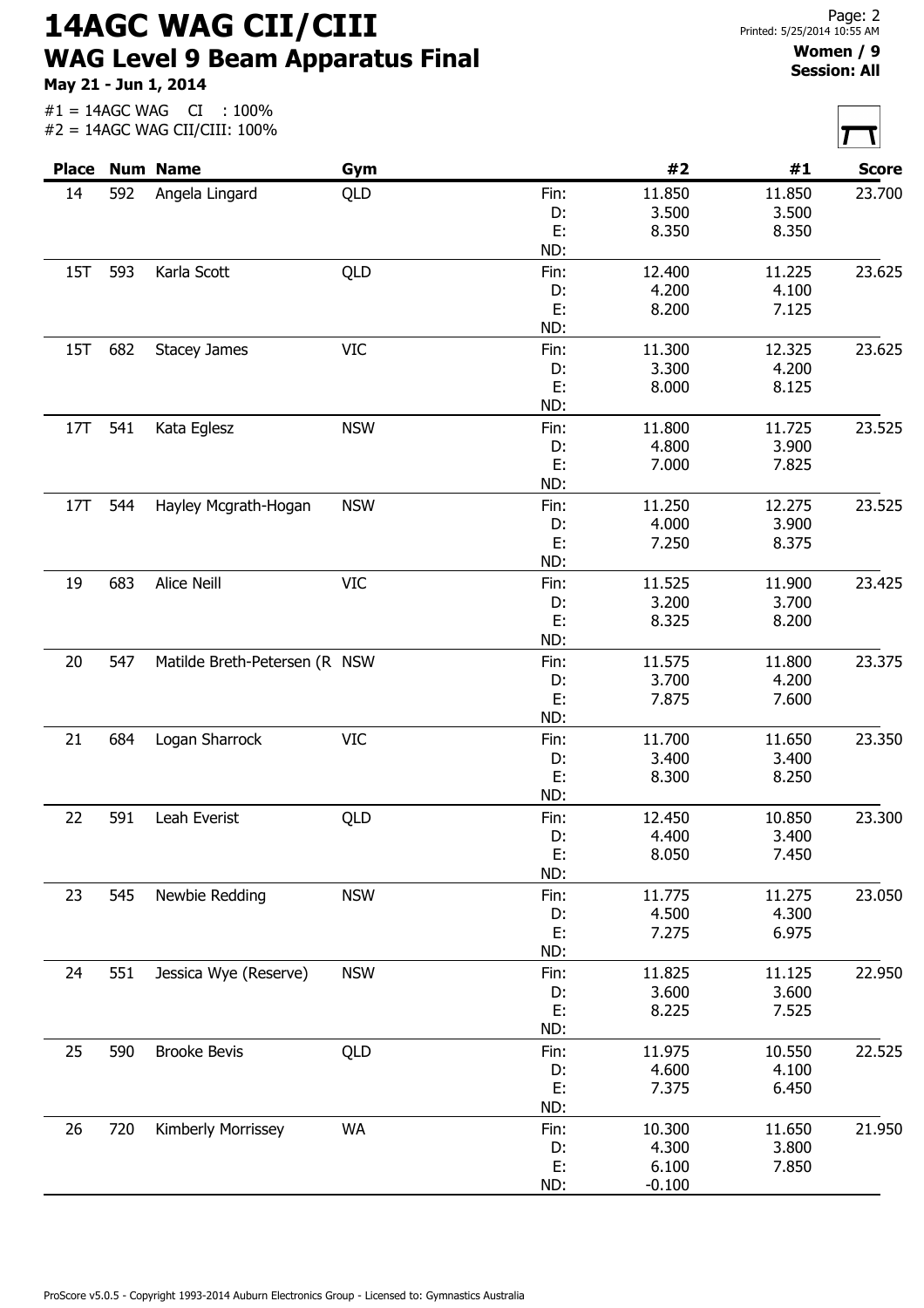# 14AGC WAG CII/CIII

## WAG Level 9 Beam Apparatus Final

**May 21 - Jun 1, 2014**

**Women / 9**
**Session: All**

#1 = 14AGC WAG CI : 100%
#2 = 14AGC WAG CII/CIII: 100%

| Place | Num | Name | Gym | | #2 | #1 | Score |
|---|---|---|---|---|---|---|---|
| 14 | 592 | Angela Lingard | QLD | Fin: | 11.850 | 11.850 | 23.700 |
| | | | | D: | 3.500 | 3.500 | |
| | | | | E: | 8.350 | 8.350 | |
| | | | | ND: | | | |
| 15T | 593 | Karla Scott | QLD | Fin: | 12.400 | 11.225 | 23.625 |
| | | | | D: | 4.200 | 4.100 | |
| | | | | E: | 8.200 | 7.125 | |
| | | | | ND: | | | |
| 15T | 682 | Stacey James | VIC | Fin: | 11.300 | 12.325 | 23.625 |
| | | | | D: | 3.300 | 4.200 | |
| | | | | E: | 8.000 | 8.125 | |
| | | | | ND: | | | |
| 17T | 541 | Kata Eglesz | NSW | Fin: | 11.800 | 11.725 | 23.525 |
| | | | | D: | 4.800 | 3.900 | |
| | | | | E: | 7.000 | 7.825 | |
| | | | | ND: | | | |
| 17T | 544 | Hayley Mcgrath-Hogan | NSW | Fin: | 11.250 | 12.275 | 23.525 |
| | | | | D: | 4.000 | 3.900 | |
| | | | | E: | 7.250 | 8.375 | |
| | | | | ND: | | | |
| 19 | 683 | Alice Neill | VIC | Fin: | 11.525 | 11.900 | 23.425 |
| | | | | D: | 3.200 | 3.700 | |
| | | | | E: | 8.325 | 8.200 | |
| | | | | ND: | | | |
| 20 | 547 | Matilde Breth-Petersen (R | NSW | Fin: | 11.575 | 11.800 | 23.375 |
| | | | | D: | 3.700 | 4.200 | |
| | | | | E: | 7.875 | 7.600 | |
| | | | | ND: | | | |
| 21 | 684 | Logan Sharrock | VIC | Fin: | 11.700 | 11.650 | 23.350 |
| | | | | D: | 3.400 | 3.400 | |
| | | | | E: | 8.300 | 8.250 | |
| | | | | ND: | | | |
| 22 | 591 | Leah Everist | QLD | Fin: | 12.450 | 10.850 | 23.300 |
| | | | | D: | 4.400 | 3.400 | |
| | | | | E: | 8.050 | 7.450 | |
| | | | | ND: | | | |
| 23 | 545 | Newbie Redding | NSW | Fin: | 11.775 | 11.275 | 23.050 |
| | | | | D: | 4.500 | 4.300 | |
| | | | | E: | 7.275 | 6.975 | |
| | | | | ND: | | | |
| 24 | 551 | Jessica Wye (Reserve) | NSW | Fin: | 11.825 | 11.125 | 22.950 |
| | | | | D: | 3.600 | 3.600 | |
| | | | | E: | 8.225 | 7.525 | |
| | | | | ND: | | | |
| 25 | 590 | Brooke Bevis | QLD | Fin: | 11.975 | 10.550 | 22.525 |
| | | | | D: | 4.600 | 4.100 | |
| | | | | E: | 7.375 | 6.450 | |
| | | | | ND: | | | |
| 26 | 720 | Kimberly Morrissey | WA | Fin: | 10.300 | 11.650 | 21.950 |
| | | | | D: | 4.300 | 3.800 | |
| | | | | E: | 6.100 | 7.850 | |
| | | | | ND: | -0.100 | | |

ProScore v5.0.5 - Copyright 1993-2014 Auburn Electronics Group - Licensed to: Gymnastics Australia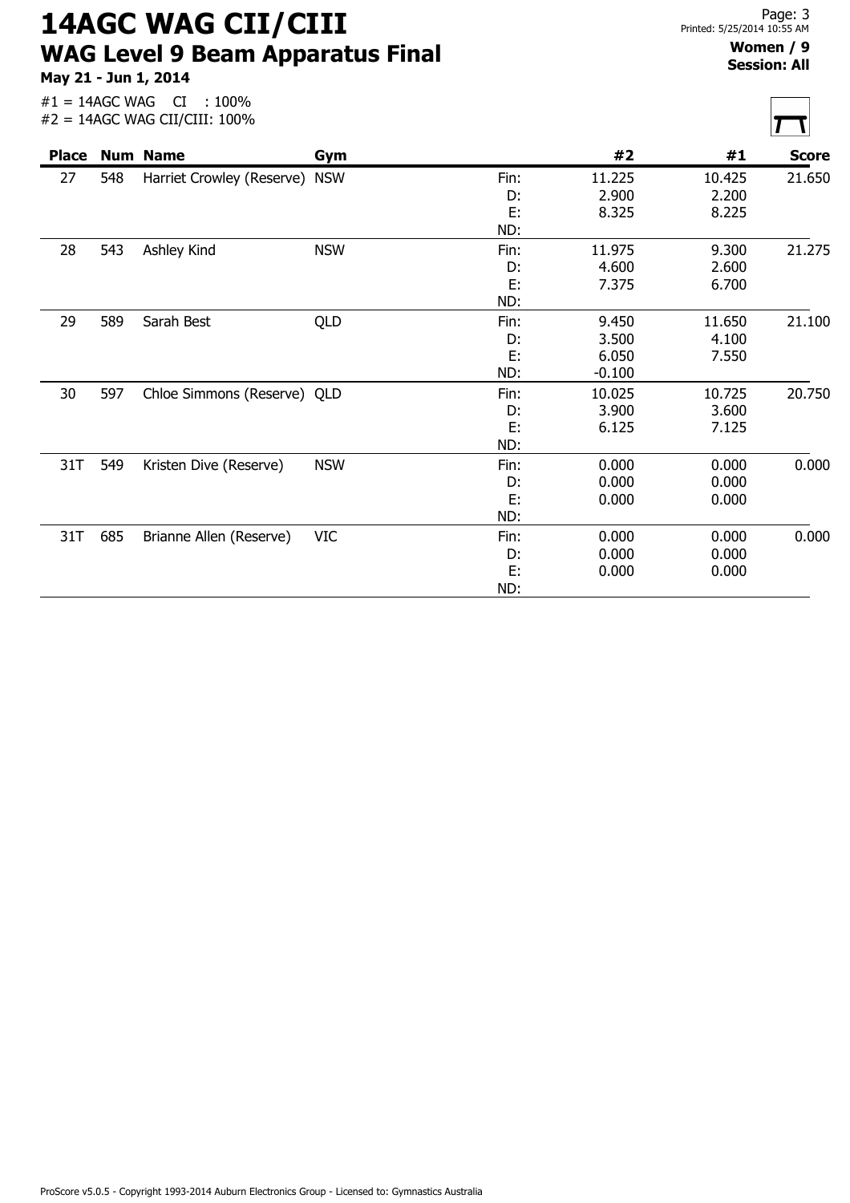# 14AGC WAG CII/CIII

## WAG Level 9 Beam Apparatus Final

**May 21 - Jun 1, 2014**

**Women / 9**
**Session: All**

#1 = 14AGC WAG CI : 100%
#2 = 14AGC WAG CII/CIII: 100%

| Place | Num | Name | Gym | | #2 | #1 | Score |
|---|---|---|---|---|---|---|---|
| 27 | 548 | Harriet Crowley (Reserve) | NSW | Fin: | 11.225 | 10.425 | 21.650 |
| | | | | D: | 2.900 | 2.200 | |
| | | | | E: | 8.325 | 8.225 | |
| | | | | ND: | | | |
| 28 | 543 | Ashley Kind | NSW | Fin: | 11.975 | 9.300 | 21.275 |
| | | | | D: | 4.600 | 2.600 | |
| | | | | E: | 7.375 | 6.700 | |
| | | | | ND: | | | |
| 29 | 589 | Sarah Best | QLD | Fin: | 9.450 | 11.650 | 21.100 |
| | | | | D: | 3.500 | 4.100 | |
| | | | | E: | 6.050 | 7.550 | |
| | | | | ND: | -0.100 | | |
| 30 | 597 | Chloe Simmons (Reserve) | QLD | Fin: | 10.025 | 10.725 | 20.750 |
| | | | | D: | 3.900 | 3.600 | |
| | | | | E: | 6.125 | 7.125 | |
| | | | | ND: | | | |
| 31T | 549 | Kristen Dive (Reserve) | NSW | Fin: | 0.000 | 0.000 | 0.000 |
| | | | | D: | 0.000 | 0.000 | |
| | | | | E: | 0.000 | 0.000 | |
| | | | | ND: | | | |
| 31T | 685 | Brianne Allen (Reserve) | VIC | Fin: | 0.000 | 0.000 | 0.000 |
| | | | | D: | 0.000 | 0.000 | |
| | | | | E: | 0.000 | 0.000 | |
| | | | | ND: | | | |

ProScore v5.0.5 - Copyright 1993-2014 Auburn Electronics Group - Licensed to: Gymnastics Australia